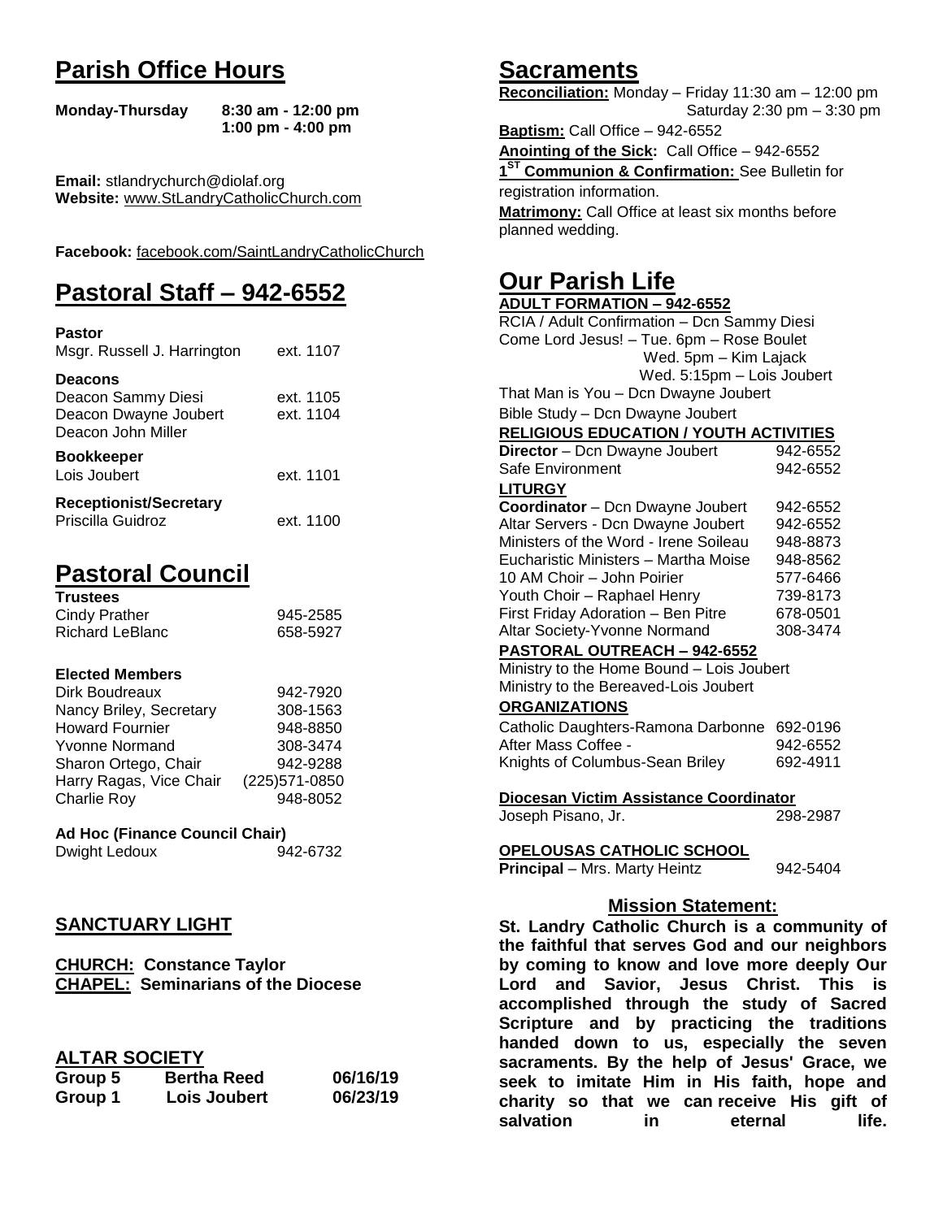# Parish Office Hours

**Monday-Thursday** **8:30 am - 12:00 pm**
**1:00 pm - 4:00 pm**

**Email:** stlandrychurch@diolaf.org
**Website:** www.StLandryCatholicChurch.com

**Facebook:** facebook.com/SaintLandryCatholicChurch

# Pastoral Staff – 942-6552

**Pastor**
Msgr. Russell J. Harrington ext. 1107

**Deacons**
Deacon Sammy Diesi ext. 1105
Deacon Dwayne Joubert ext. 1104
Deacon John Miller

**Bookkeeper**
Lois Joubert ext. 1101

**Receptionist/Secretary**
Priscilla Guidroz ext. 1100

# Pastoral Council

**Trustees**

| | |
|---|---|
| Cindy Prather | 945-2585 |
| Richard LeBlanc | 658-5927 |

**Elected Members**

| | |
|---|---|
| Dirk Boudreaux | 942-7920 |
| Nancy Briley, Secretary | 308-1563 |
| Howard Fournier | 948-8850 |
| Yvonne Normand | 308-3474 |
| Sharon Ortego, Chair | 942-9288 |
| Harry Ragas, Vice Chair | (225)571-0850 |
| Charlie Roy | 948-8052 |

**Ad Hoc (Finance Council Chair)**
Dwight Ledoux 942-6732

## SANCTUARY LIGHT

**CHURCH: Constance Taylor**
**CHAPEL: Seminarians of the Diocese**

## ALTAR SOCIETY

| | | |
|---|---|---|
| **Group 5** | **Bertha Reed** | **06/16/19** |
| **Group 1** | **Lois Joubert** | **06/23/19** |

# Sacraments

**Reconciliation:** Monday – Friday 11:30 am – 12:00 pm
Saturday 2:30 pm – 3:30 pm

**Baptism:** Call Office – 942-6552

**Anointing of the Sick:** Call Office – 942-6552

**1ST Communion & Confirmation:** See Bulletin for registration information.

**Matrimony:** Call Office at least six months before planned wedding.

# Our Parish Life

**ADULT FORMATION – 942-6552**

RCIA / Adult Confirmation – Dcn Sammy Diesi
Come Lord Jesus! – Tue. 6pm – Rose Boulet
Wed. 5pm – Kim Lajack
Wed. 5:15pm – Lois Joubert
That Man is You – Dcn Dwayne Joubert
Bible Study – Dcn Dwayne Joubert

**RELIGIOUS EDUCATION / YOUTH ACTIVITIES**

| | |
|---|---|
| **Director** – Dcn Dwayne Joubert | 942-6552 |
| Safe Environment | 942-6552 |

**LITURGY**

| | |
|---|---|
| **Coordinator** – Dcn Dwayne Joubert | 942-6552 |
| Altar Servers - Dcn Dwayne Joubert | 942-6552 |
| Ministers of the Word - Irene Soileau | 948-8873 |
| Eucharistic Ministers – Martha Moise | 948-8562 |
| 10 AM Choir – John Poirier | 577-6466 |
| Youth Choir – Raphael Henry | 739-8173 |
| First Friday Adoration – Ben Pitre | 678-0501 |
| Altar Society-Yvonne Normand | 308-3474 |

**PASTORAL OUTREACH – 942-6552**

Ministry to the Home Bound – Lois Joubert
Ministry to the Bereaved-Lois Joubert

**ORGANIZATIONS**

| | |
|---|---|
| Catholic Daughters-Ramona Darbonne | 692-0196 |
| After Mass Coffee - | 942-6552 |
| Knights of Columbus-Sean Briley | 692-4911 |

**Diocesan Victim Assistance Coordinator**
Joseph Pisano, Jr. 298-2987

**OPELOUSAS CATHOLIC SCHOOL**
**Principal** – Mrs. Marty Heintz 942-5404

## Mission Statement:

**St. Landry Catholic Church is a community of the faithful that serves God and our neighbors by coming to know and love more deeply Our Lord and Savior, Jesus Christ. This is accomplished through the study of Sacred Scripture and by practicing the traditions handed down to us, especially the seven sacraments. By the help of Jesus' Grace, we seek to imitate Him in His faith, hope and charity so that we can receive His gift of salvation in eternal life.**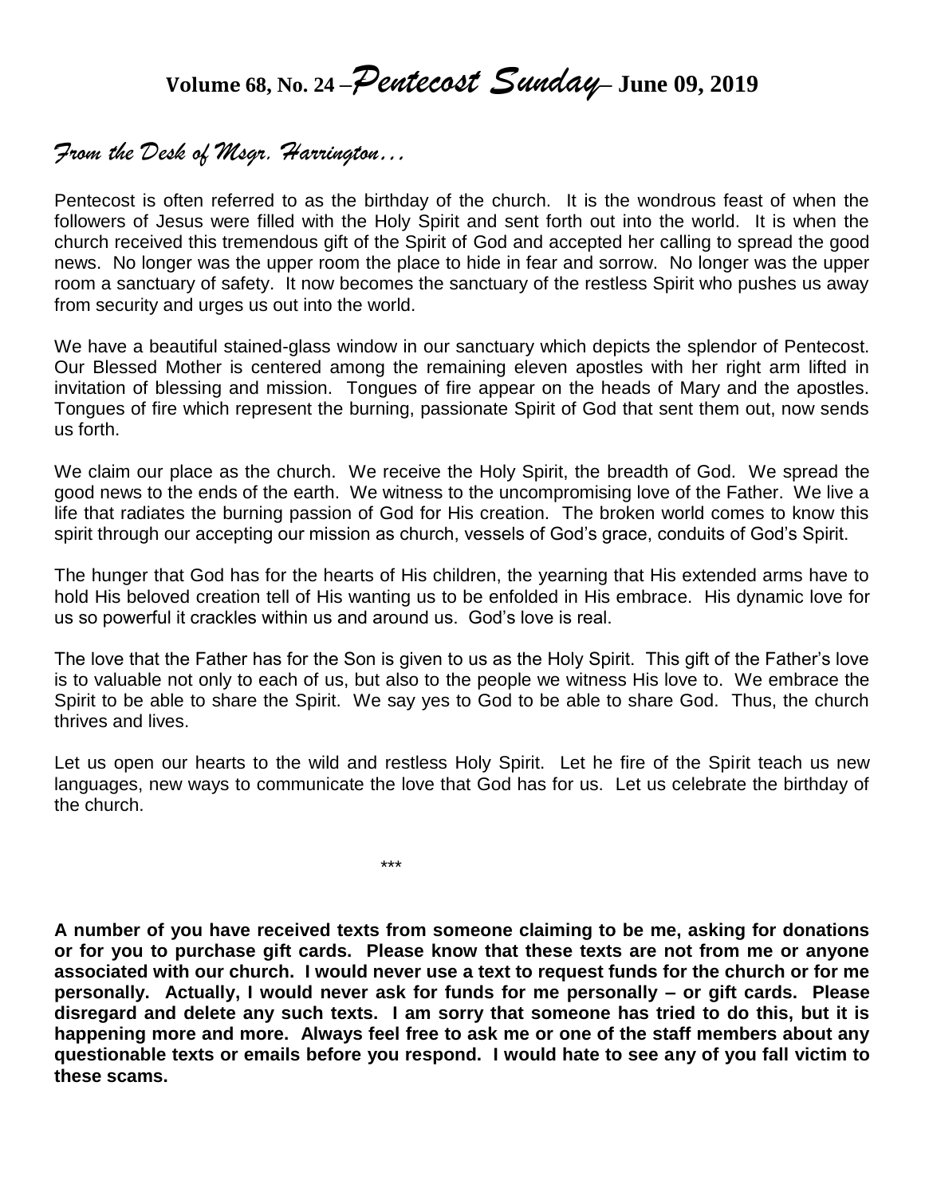# Volume 68, No. 24 –*Pentecost Sunday*– June 09, 2019

## *From the Desk of Msgr. Harrington…*

Pentecost is often referred to as the birthday of the church. It is the wondrous feast of when the followers of Jesus were filled with the Holy Spirit and sent forth out into the world. It is when the church received this tremendous gift of the Spirit of God and accepted her calling to spread the good news. No longer was the upper room the place to hide in fear and sorrow. No longer was the upper room a sanctuary of safety. It now becomes the sanctuary of the restless Spirit who pushes us away from security and urges us out into the world.

We have a beautiful stained-glass window in our sanctuary which depicts the splendor of Pentecost. Our Blessed Mother is centered among the remaining eleven apostles with her right arm lifted in invitation of blessing and mission. Tongues of fire appear on the heads of Mary and the apostles. Tongues of fire which represent the burning, passionate Spirit of God that sent them out, now sends us forth.

We claim our place as the church. We receive the Holy Spirit, the breadth of God. We spread the good news to the ends of the earth. We witness to the uncompromising love of the Father. We live a life that radiates the burning passion of God for His creation. The broken world comes to know this spirit through our accepting our mission as church, vessels of God's grace, conduits of God's Spirit.

The hunger that God has for the hearts of His children, the yearning that His extended arms have to hold His beloved creation tell of His wanting us to be enfolded in His embrace. His dynamic love for us so powerful it crackles within us and around us. God's love is real.

The love that the Father has for the Son is given to us as the Holy Spirit. This gift of the Father's love is to valuable not only to each of us, but also to the people we witness His love to. We embrace the Spirit to be able to share the Spirit. We say yes to God to be able to share God. Thus, the church thrives and lives.

Let us open our hearts to the wild and restless Holy Spirit. Let he fire of the Spirit teach us new languages, new ways to communicate the love that God has for us. Let us celebrate the birthday of the church.

\*\*\*

**A number of you have received texts from someone claiming to be me, asking for donations or for you to purchase gift cards. Please know that these texts are not from me or anyone associated with our church. I would never use a text to request funds for the church or for me personally. Actually, I would never ask for funds for me personally – or gift cards. Please disregard and delete any such texts. I am sorry that someone has tried to do this, but it is happening more and more. Always feel free to ask me or one of the staff members about any questionable texts or emails before you respond. I would hate to see any of you fall victim to these scams.**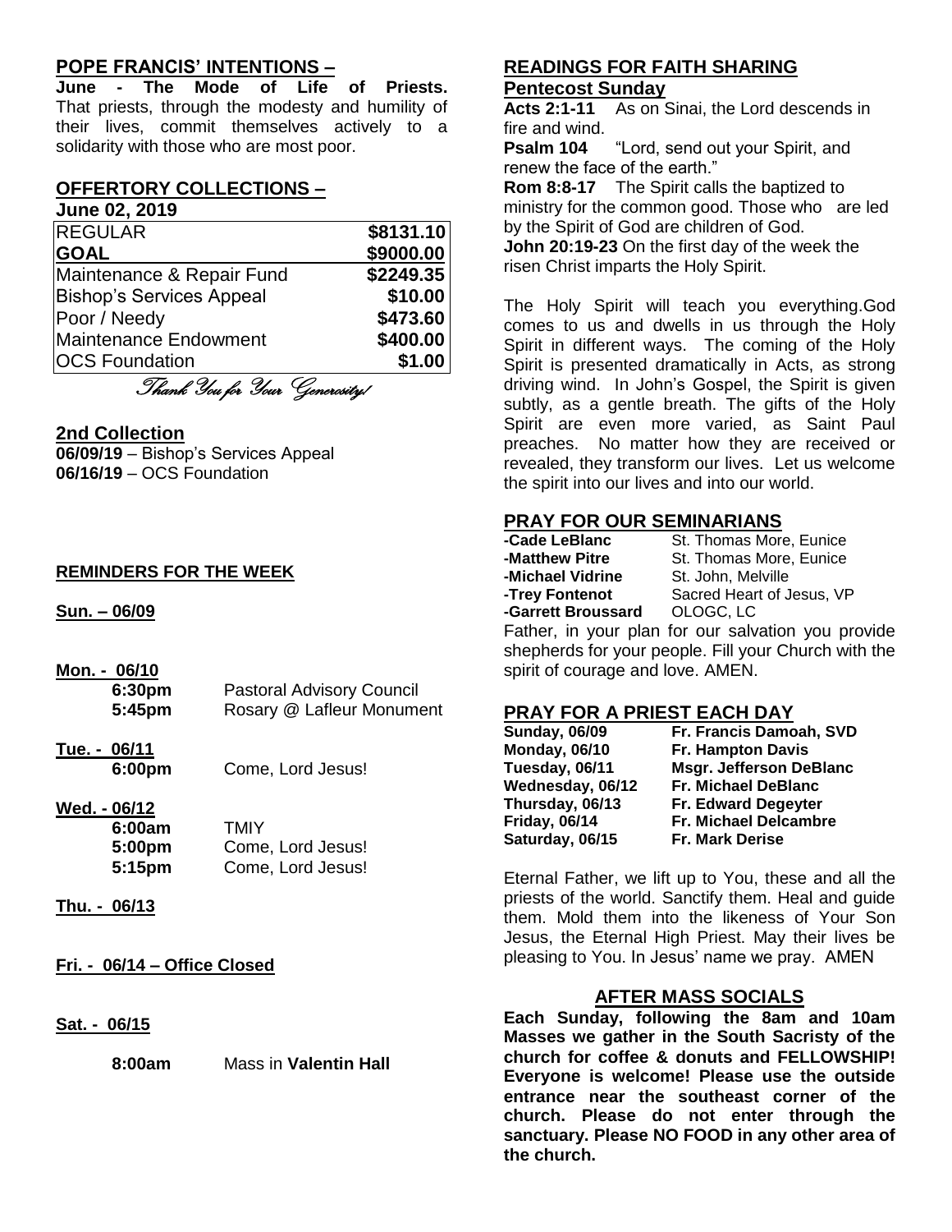## POPE FRANCIS' INTENTIONS –

**June - The Mode of Life of Priests.** That priests, through the modesty and humility of their lives, commit themselves actively to a solidarity with those who are most poor.

## OFFERTORY COLLECTIONS –

**June 02, 2019**

| | |
|---|---|
| REGULAR | **$8131.10** |
| **GOAL** | **$9000.00** |
| Maintenance & Repair Fund | **$2249.35** |
| Bishop's Services Appeal | **$10.00** |
| Poor / Needy | **$473.60** |
| Maintenance Endowment | **$400.00** |
| OCS Foundation | **$1.00** |

*Thank You for Your Generosity!*

## 2nd Collection

**06/09/19** – Bishop's Services Appeal
**06/16/19** – OCS Foundation

## REMINDERS FOR THE WEEK

**Sun. – 06/09**

**Mon. - 06/10**
- **6:30pm** Pastoral Advisory Council
- **5:45pm** Rosary @ Lafleur Monument

**Tue. - 06/11**
- **6:00pm** Come, Lord Jesus!

**Wed. - 06/12**
- **6:00am** TMIY
- **5:00pm** Come, Lord Jesus!
- **5:15pm** Come, Lord Jesus!

**Thu. - 06/13**

**Fri. - 06/14 – Office Closed**

**Sat. - 06/15**
- **8:00am** Mass in **Valentin Hall**

## READINGS FOR FAITH SHARING

**Pentecost Sunday**

**Acts 2:1-11** As on Sinai, the Lord descends in fire and wind.
**Psalm 104** "Lord, send out your Spirit, and renew the face of the earth."
**Rom 8:8-17** The Spirit calls the baptized to ministry for the common good. Those who are led by the Spirit of God are children of God.
**John 20:19-23** On the first day of the week the risen Christ imparts the Holy Spirit.

The Holy Spirit will teach you everything.God comes to us and dwells in us through the Holy Spirit in different ways. The coming of the Holy Spirit is presented dramatically in Acts, as strong driving wind. In John's Gospel, the Spirit is given subtly, as a gentle breath. The gifts of the Holy Spirit are even more varied, as Saint Paul preaches. No matter how they are received or revealed, they transform our lives. Let us welcome the spirit into our lives and into our world.

## PRAY FOR OUR SEMINARIANS

| | |
|---|---|
| **-Cade LeBlanc** | St. Thomas More, Eunice |
| **-Matthew Pitre** | St. Thomas More, Eunice |
| **-Michael Vidrine** | St. John, Melville |
| **-Trey Fontenot** | Sacred Heart of Jesus, VP |
| **-Garrett Broussard** | OLOGC, LC |

Father, in your plan for our salvation you provide shepherds for your people. Fill your Church with the spirit of courage and love. AMEN.

## PRAY FOR A PRIEST EACH DAY

| | |
|---|---|
| **Sunday, 06/09** | **Fr. Francis Damoah, SVD** |
| **Monday, 06/10** | **Fr. Hampton Davis** |
| **Tuesday, 06/11** | **Msgr. Jefferson DeBlanc** |
| **Wednesday, 06/12** | **Fr. Michael DeBlanc** |
| **Thursday, 06/13** | **Fr. Edward Degeyter** |
| **Friday, 06/14** | **Fr. Michael Delcambre** |
| **Saturday, 06/15** | **Fr. Mark Derise** |

Eternal Father, we lift up to You, these and all the priests of the world. Sanctify them. Heal and guide them. Mold them into the likeness of Your Son Jesus, the Eternal High Priest. May their lives be pleasing to You. In Jesus' name we pray. AMEN

## AFTER MASS SOCIALS

**Each Sunday, following the 8am and 10am Masses we gather in the South Sacristy of the church for coffee & donuts and FELLOWSHIP! Everyone is welcome! Please use the outside entrance near the southeast corner of the church. Please do not enter through the sanctuary. Please NO FOOD in any other area of the church.**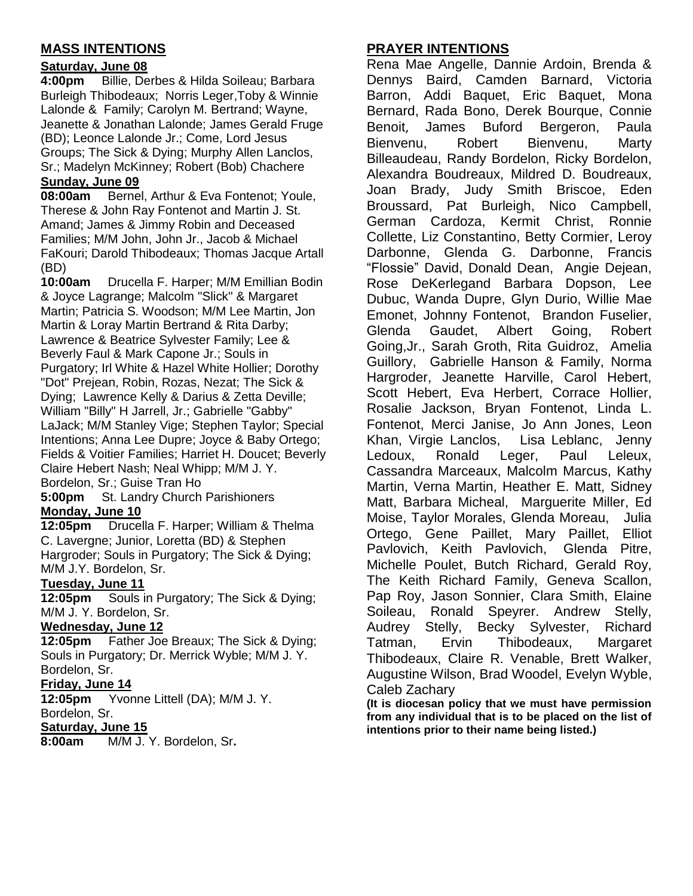## MASS INTENTIONS

### Saturday, June 08

**4:00pm** Billie, Derbes & Hilda Soileau; Barbara Burleigh Thibodeaux; Norris Leger,Toby & Winnie Lalonde & Family; Carolyn M. Bertrand; Wayne, Jeanette & Jonathan Lalonde; James Gerald Fruge (BD); Leonce Lalonde Jr.; Come, Lord Jesus Groups; The Sick & Dying; Murphy Allen Lanclos, Sr.; Madelyn McKinney; Robert (Bob) Chachere

### Sunday, June 09

**08:00am** Bernel, Arthur & Eva Fontenot; Youle, Therese & John Ray Fontenot and Martin J. St. Amand; James & Jimmy Robin and Deceased Families; M/M John, John Jr., Jacob & Michael FaKouri; Darold Thibodeaux; Thomas Jacque Artall (BD)

**10:00am** Drucella F. Harper; M/M Emillian Bodin & Joyce Lagrange; Malcolm "Slick" & Margaret Martin; Patricia S. Woodson; M/M Lee Martin, Jon Martin & Loray Martin Bertrand & Rita Darby; Lawrence & Beatrice Sylvester Family; Lee & Beverly Faul & Mark Capone Jr.; Souls in Purgatory; Irl White & Hazel White Hollier; Dorothy "Dot" Prejean, Robin, Rozas, Nezat; The Sick & Dying; Lawrence Kelly & Darius & Zetta Deville; William "Billy" H Jarrell, Jr.; Gabrielle "Gabby" LaJack; M/M Stanley Vige; Stephen Taylor; Special Intentions; Anna Lee Dupre; Joyce & Baby Ortego; Fields & Voitier Families; Harriet H. Doucet; Beverly Claire Hebert Nash; Neal Whipp; M/M J. Y. Bordelon, Sr.; Guise Tran Ho

**5:00pm** St. Landry Church Parishioners

### Monday, June 10

**12:05pm** Drucella F. Harper; William & Thelma C. Lavergne; Junior, Loretta (BD) & Stephen Hargroder; Souls in Purgatory; The Sick & Dying; M/M J.Y. Bordelon, Sr.

### Tuesday, June 11

**12:05pm** Souls in Purgatory; The Sick & Dying; M/M J. Y. Bordelon, Sr.

### Wednesday, June 12

**12:05pm** Father Joe Breaux; The Sick & Dying; Souls in Purgatory; Dr. Merrick Wyble; M/M J. Y. Bordelon, Sr.

### Friday, June 14

**12:05pm** Yvonne Littell (DA); M/M J. Y. Bordelon, Sr.

### Saturday, June 15

**8:00am** M/M J. Y. Bordelon, Sr**.**

## PRAYER INTENTIONS

Rena Mae Angelle, Dannie Ardoin, Brenda & Dennys Baird, Camden Barnard, Victoria Barron, Addi Baquet, Eric Baquet, Mona Bernard, Rada Bono, Derek Bourque, Connie Benoit, James Buford Bergeron, Paula Bienvenu, Robert Bienvenu, Marty Billeaudeau, Randy Bordelon, Ricky Bordelon, Alexandra Boudreaux, Mildred D. Boudreaux, Joan Brady, Judy Smith Briscoe, Eden Broussard, Pat Burleigh, Nico Campbell, German Cardoza, Kermit Christ, Ronnie Collette, Liz Constantino, Betty Cormier, Leroy Darbonne, Glenda G. Darbonne, Francis "Flossie" David, Donald Dean, Angie Dejean, Rose DeKerlegand Barbara Dopson, Lee Dubuc, Wanda Dupre, Glyn Durio, Willie Mae Emonet, Johnny Fontenot, Brandon Fuselier, Glenda Gaudet, Albert Going, Robert Going,Jr., Sarah Groth, Rita Guidroz, Amelia Guillory, Gabrielle Hanson & Family, Norma Hargroder, Jeanette Harville, Carol Hebert, Scott Hebert, Eva Herbert, Corrace Hollier, Rosalie Jackson, Bryan Fontenot, Linda L. Fontenot, Merci Janise, Jo Ann Jones, Leon Khan, Virgie Lanclos, Lisa Leblanc, Jenny Ledoux, Ronald Leger, Paul Leleux, Cassandra Marceaux, Malcolm Marcus, Kathy Martin, Verna Martin, Heather E. Matt, Sidney Matt, Barbara Micheal, Marguerite Miller, Ed Moise, Taylor Morales, Glenda Moreau, Julia Ortego, Gene Paillet, Mary Paillet, Elliot Pavlovich, Keith Pavlovich, Glenda Pitre, Michelle Poulet, Butch Richard, Gerald Roy, The Keith Richard Family, Geneva Scallon, Pap Roy, Jason Sonnier, Clara Smith, Elaine Soileau, Ronald Speyrer. Andrew Stelly, Audrey Stelly, Becky Sylvester, Richard Tatman, Ervin Thibodeaux, Margaret Thibodeaux, Claire R. Venable, Brett Walker, Augustine Wilson, Brad Woodel, Evelyn Wyble, Caleb Zachary

**(It is diocesan policy that we must have permission from any individual that is to be placed on the list of intentions prior to their name being listed.)**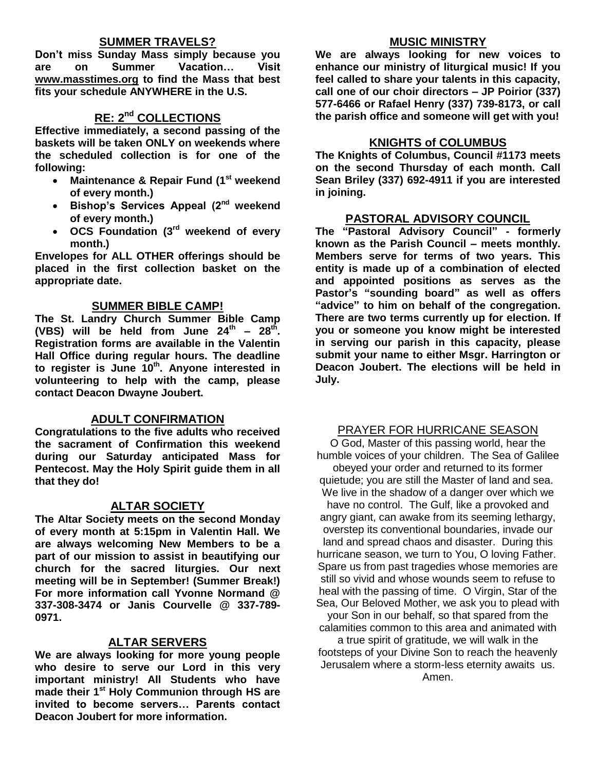## SUMMER TRAVELS?

**Don't miss Sunday Mass simply because you are on Summer Vacation… Visit www.masstimes.org to find the Mass that best fits your schedule ANYWHERE in the U.S.**

## RE: 2nd COLLECTIONS

**Effective immediately, a second passing of the baskets will be taken ONLY on weekends where the scheduled collection is for one of the following:**

- **Maintenance & Repair Fund (1st weekend of every month.)**
- **Bishop's Services Appeal (2nd weekend of every month.)**
- **OCS Foundation (3rd weekend of every month.)**

**Envelopes for ALL OTHER offerings should be placed in the first collection basket on the appropriate date.**

## SUMMER BIBLE CAMP!

**The St. Landry Church Summer Bible Camp (VBS) will be held from June 24th – 28th. Registration forms are available in the Valentin Hall Office during regular hours. The deadline to register is June 10th. Anyone interested in volunteering to help with the camp, please contact Deacon Dwayne Joubert.**

## ADULT CONFIRMATION

**Congratulations to the five adults who received the sacrament of Confirmation this weekend during our Saturday anticipated Mass for Pentecost. May the Holy Spirit guide them in all that they do!**

## ALTAR SOCIETY

**The Altar Society meets on the second Monday of every month at 5:15pm in Valentin Hall. We are always welcoming New Members to be a part of our mission to assist in beautifying our church for the sacred liturgies. Our next meeting will be in September! (Summer Break!) For more information call Yvonne Normand @ 337-308-3474 or Janis Courvelle @ 337-789-0971.**

## ALTAR SERVERS

**We are always looking for more young people who desire to serve our Lord in this very important ministry! All Students who have made their 1st Holy Communion through HS are invited to become servers… Parents contact Deacon Joubert for more information.**

## MUSIC MINISTRY

**We are always looking for new voices to enhance our ministry of liturgical music! If you feel called to share your talents in this capacity, call one of our choir directors – JP Poirior (337) 577-6466 or Rafael Henry (337) 739-8173, or call the parish office and someone will get with you!**

## KNIGHTS of COLUMBUS

**The Knights of Columbus, Council #1173 meets on the second Thursday of each month. Call Sean Briley (337) 692-4911 if you are interested in joining.**

## PASTORAL ADVISORY COUNCIL

**The "Pastoral Advisory Council" - formerly known as the Parish Council – meets monthly. Members serve for terms of two years. This entity is made up of a combination of elected and appointed positions as serves as the Pastor's "sounding board" as well as offers "advice" to him on behalf of the congregation. There are two terms currently up for election. If you or someone you know might be interested in serving our parish in this capacity, please submit your name to either Msgr. Harrington or Deacon Joubert. The elections will be held in July.**

## PRAYER FOR HURRICANE SEASON

O God, Master of this passing world, hear the humble voices of your children. The Sea of Galilee obeyed your order and returned to its former quietude; you are still the Master of land and sea. We live in the shadow of a danger over which we have no control. The Gulf, like a provoked and angry giant, can awake from its seeming lethargy, overstep its conventional boundaries, invade our land and spread chaos and disaster. During this hurricane season, we turn to You, O loving Father. Spare us from past tragedies whose memories are still so vivid and whose wounds seem to refuse to heal with the passing of time. O Virgin, Star of the Sea, Our Beloved Mother, we ask you to plead with your Son in our behalf, so that spared from the calamities common to this area and animated with a true spirit of gratitude, we will walk in the footsteps of your Divine Son to reach the heavenly Jerusalem where a storm-less eternity awaits us. Amen.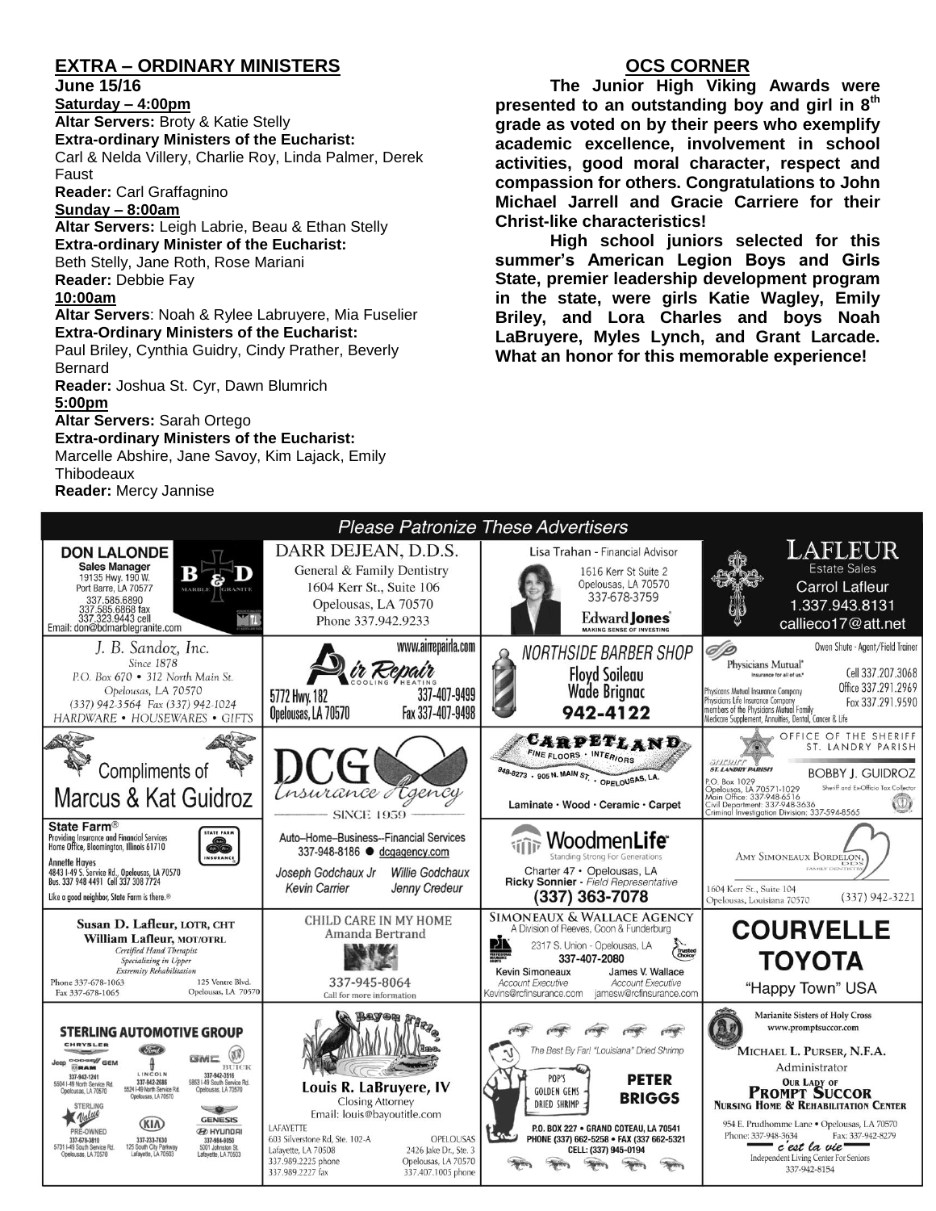## EXTRA – ORDINARY MINISTERS

**June 15/16**

**Saturday – 4:00pm**

**Altar Servers:** Broty & Katie Stelly

**Extra-ordinary Ministers of the Eucharist:**
Carl & Nelda Villery, Charlie Roy, Linda Palmer, Derek Faust

**Reader:** Carl Graffagnino

**Sunday – 8:00am**

**Altar Servers:** Leigh Labrie, Beau & Ethan Stelly

**Extra-ordinary Minister of the Eucharist:**
Beth Stelly, Jane Roth, Rose Mariani

**Reader:** Debbie Fay

**10:00am**

**Altar Servers**: Noah & Rylee Labruyere, Mia Fuselier

**Extra-Ordinary Ministers of the Eucharist:**
Paul Briley, Cynthia Guidry, Cindy Prather, Beverly Bernard

**Reader:** Joshua St. Cyr, Dawn Blumrich

**5:00pm**

**Altar Servers:** Sarah Ortego

**Extra-ordinary Ministers of the Eucharist:**
Marcelle Abshire, Jane Savoy, Kim Lajack, Emily Thibodeaux

**Reader:** Mercy Jannise

## OCS CORNER

**The Junior High Viking Awards were presented to an outstanding boy and girl in 8th grade as voted on by their peers who exemplify academic excellence, involvement in school activities, good moral character, respect and compassion for others. Congratulations to John Michael Jarrell and Gracie Carriere for their Christ-like characteristics!**

**High school juniors selected for this summer's American Legion Boys and Girls State, premier leadership development program in the state, were girls Katie Wagley, Emily Briley, and Lora Charles and boys Noah LaBruyere, Myles Lynch, and Grant Larcade. What an honor for this memorable experience!**

*Please Patronize These Advertisers*

**DON LALONDE** Sales Manager, 19135 Hwy. 190 W. Port Barre, LA 70577, 337.585.6890, 337.585.6868 fax, 337.323.9443 cell, Email: don@bdmarblegranite.com — B & D Marble Granite

**DARR DEJEAN, D.D.S.** General & Family Dentistry, 1604 Kerr St., Suite 106, Opelousas, LA 70570, Phone 337.942.9233

Lisa Trahan - Financial Advisor, 1616 Kerr St Suite 2, Opelousas, LA 70570, 337-678-3759 — Edward Jones, Making Sense of Investing

**LAFLEUR** Estate Sales, Carrol Lafleur, 1.337.943.8131, callieco17@att.net

J. B. Sandoz, Inc. Since 1878, P.O. Box 670 • 312 North Main St. Opelousas, LA 70570, (337) 942-3564 Fax (337) 942-1024, HARDWARE • HOUSEWARES • GIFTS

Air Repair Cooling Heating, www.airrepairla.com, 5772 Hwy. 182 Opelousas, LA 70570, 337-407-9499, Fax 337-407-9498

NORTHSIDE BARBER SHOP, Floyd Soileau, Wade Brignac, 942-4122

Physicians Mutual, Owen Shute - Agent/Field Trainer, Cell 337.207.3068, Office 337.291.2969, Fax 337.291.9590, Physicians Mutual Insurance Company, Physicians Life Insurance Company, members of the Physicians Mutual Family, Medicare Supplement, Annuities, Dental, Cancer & Life

Compliments of Marcus & Kat Guidroz

DCG Insurance Agency, Since 1959, Auto–Home–Business--Financial Services, 337-948-8186 ● dcgagency.com, Joseph Godchaux Jr, Willie Godchaux, Kevin Carrier, Jenny Credeur

CARPETLAND Fine Floors · Interiors, 948-8273 · 905 N. Main St. · Opelousas, LA. Laminate · Wood · Ceramic · Carpet

Office of the Sheriff St. Landry Parish, BOBBY J. GUIDROZ, Sheriff and Ex-Officio Tax Collector, P.O. Box 1029 Opelousas, LA 70571-1029, Main Office: 337-948-6516, Civil Department: 337-948-3636, Criminal Investigation Division: 337-594-8565

State Farm® Providing Insurance and Financial Services, Home Office, Bloomington, Illinois 61710, Annette Hayes, 4843 I-49 S. Service Rd., Opelousas, LA 70570, Bus. 337 948 4491 Cell 337 308 7724, Like a good neighbor, State Farm is there.®

WoodmenLife Standing Strong For Generations, Charter 47 • Opelousas, LA, Ricky Sonnier - Field Representative, (337) 363-7078

Amy Simoneaux Bordelon, DDS Family Dentistry, 1604 Kerr St., Suite 104, Opelousas, Louisiana 70570, (337) 942-3221

Susan D. Lafleur, LOTR, CHT, William Lafleur, MOT/OTRL, Certified Hand Therapist, Specializing in Upper Extremity Rehabilitation, Phone 337-678-1063, Fax 337-678-1065, 125 Ventre Blvd. Opelousas, LA 70570

CHILD CARE IN MY HOME, Amanda Bertrand, 337-945-8064, Call for more information

SIMONEAUX & WALLACE AGENCY, A Division of Reeves, Coon & Funderburg, 2317 S. Union - Opelousas, LA, 337-407-2080, Kevin Simoneaux, Account Executive, Kevins@rcfinsurance.com, James V. Wallace, Account Executive, jamesw@rcfinsurance.com

COURVELLE TOYOTA "Happy Town" USA

STERLING AUTOMOTIVE GROUP — Chrysler, Jeep, Dodge, Ram, GEM: 337-942-1241, 5504 I-49 North Service Rd. Opelousas, LA 70570; Ford, Lincoln: 337-942-2686, 5524 I-49 North Service Rd. Opelousas, LA 70570; GMC, Buick: 337-942-3516, 5853 I-49 South Service Rd. Opelousas, LA 70570; Sterling Value Pre-Owned: 337-678-3810, 5731 I-49 South Service Rd. Opelousas, LA 70570; Kia: 337-233-7630, 125 South City Parkway Lafayette, LA 70503; Genesis, Hyundai: 337-984-9050, 5001 Johnston St. Lafayette, LA 70503

Bayou Title, Inc. Louis R. LaBruyere, IV, Closing Attorney, Email: louis@bayoutitle.com, LAFAYETTE 603 Silverstone Rd, Ste. 102-A Lafayette, LA 70508, 337.989.2225 phone, 337.989.2227 fax; OPELOUSAS 2426 Jake Dr., Ste. 3 Opelousas, LA 70570, 337.407.1005 phone

The Best By Far! "Louisiana" Dried Shrimp, POP'S GOLDEN GEMS DRIED SHRIMP, PETER BRIGGS, P.O. BOX 227 • GRAND COTEAU, LA 70541, PHONE (337) 662-5258 • FAX (337) 662-5321, CELL: (337) 945-0194

Marianite Sisters of Holy Cross, www.promptsuccor.com, MICHAEL L. PURSER, N.F.A. Administrator, OUR LADY OF PROMPT SUCCOR NURSING HOME & REHABILITATION CENTER, 954 E. Prudhomme Lane • Opelousas, LA 70570, Phone: 337-948-3634 Fax: 337-942-8279, c'est la vie Independent Living Center For Seniors 337-942-8154